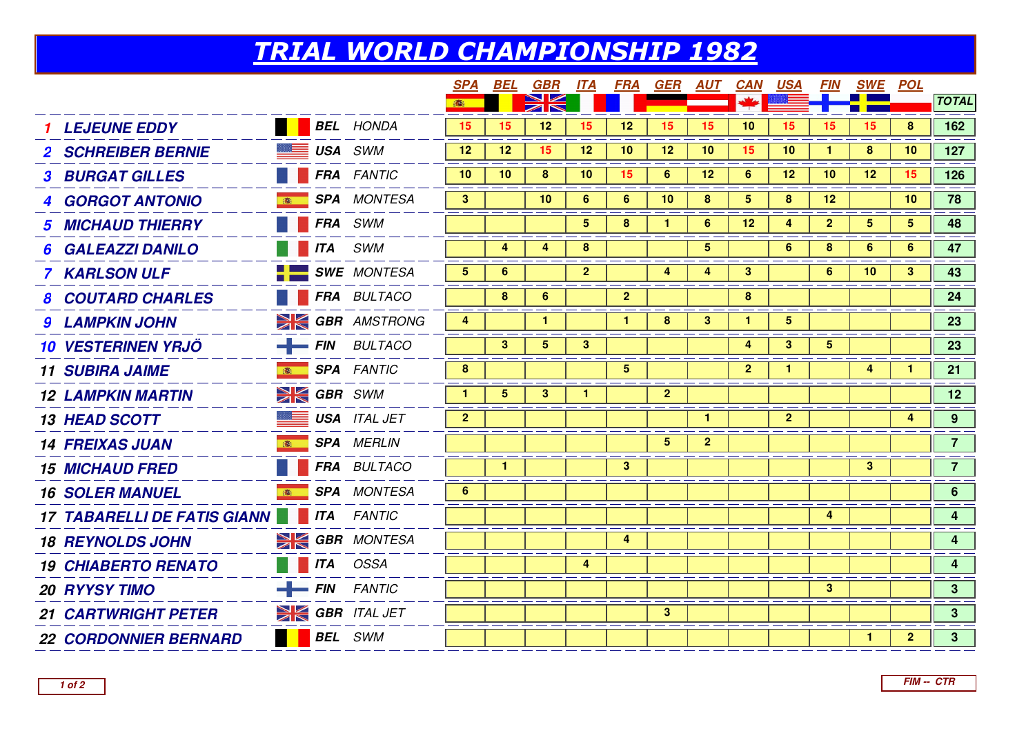# TRIAL WORLD CHAMPIONSHIP 1982

| | Rider | Nat | Make | SPA | BEL | GBR | ITA | FRA | GER | AUT | CAN | USA | FIN | SWE | POL | TOTAL |
|---|---|---|---|---|---|---|---|---|---|---|---|---|---|---|---|---|
| 1 | LEJEUNE EDDY | BEL | HONDA | 15 | 15 | 12 | 15 | 12 | 15 | 15 | 10 | 15 | 15 | 15 | 8 | 162 |
| 2 | SCHREIBER BERNIE | USA | SWM | 12 | 12 | 15 | 12 | 10 | 12 | 10 | 15 | 10 | 1 | 8 | 10 | 127 |
| 3 | BURGAT GILLES | FRA | FANTIC | 10 | 10 | 8 | 10 | 15 | 6 | 12 | 6 | 12 | 10 | 12 | 15 | 126 |
| 4 | GORGOT ANTONIO | SPA | MONTESA | 3 | | 10 | 6 | 6 | 10 | 8 | 5 | 8 | 12 | | 10 | 78 |
| 5 | MICHAUD THIERRY | FRA | SWM | | | | 5 | 8 | 1 | 6 | 12 | 4 | 2 | 5 | 5 | 48 |
| 6 | GALEAZZI DANILO | ITA | SWM | | 4 | 4 | 8 | | | 5 | | 6 | 8 | 6 | 6 | 47 |
| 7 | KARLSON ULF | SWE | MONTESA | 5 | 6 | | 2 | | 4 | 4 | 3 | | 6 | 10 | 3 | 43 |
| 8 | COUTARD CHARLES | FRA | BULTACO | | 8 | 6 | | 2 | | | 8 | | | | | 24 |
| 9 | LAMPKIN JOHN | GBR | AMSTRONG | 4 | | 1 | | 1 | 8 | 3 | 1 | 5 | | | | 23 |
| 10 | VESTERINEN YRJÖ | FIN | BULTACO | | 3 | 5 | 3 | | | | 4 | 3 | 5 | | | 23 |
| 11 | SUBIRA JAIME | SPA | FANTIC | 8 | | | | 5 | | | 2 | 1 | | 4 | 1 | 21 |
| 12 | LAMPKIN MARTIN | GBR | SWM | 1 | 5 | 3 | 1 | | 2 | | | | | | | 12 |
| 13 | HEAD SCOTT | USA | ITAL JET | 2 | | | | | | 1 | | 2 | | | 4 | 9 |
| 14 | FREIXAS JUAN | SPA | MERLIN | | | | | | 5 | 2 | | | | | | 7 |
| 15 | MICHAUD FRED | FRA | BULTACO | | 1 | | | 3 | | | | | | 3 | | 7 |
| 16 | SOLER MANUEL | SPA | MONTESA | 6 | | | | | | | | | | | | 6 |
| 17 | TABARELLI DE FATIS GIANN | ITA | FANTIC | | | | | | | | | | 4 | | | 4 |
| 18 | REYNOLDS JOHN | GBR | MONTESA | | | | | 4 | | | | | | | | 4 |
| 19 | CHIABERTO RENATO | ITA | OSSA | | | | 4 | | | | | | | | | 4 |
| 20 | RYYSY TIMO | FIN | FANTIC | | | | | | | | | | 3 | | | 3 |
| 21 | CARTWRIGHT PETER | GBR | ITAL JET | | | | | | 3 | | | | | | | 3 |
| 22 | CORDONNIER BERNARD | BEL | SWM | | | | | | | | | | | 1 | 2 | 3 |

FIM -- CTR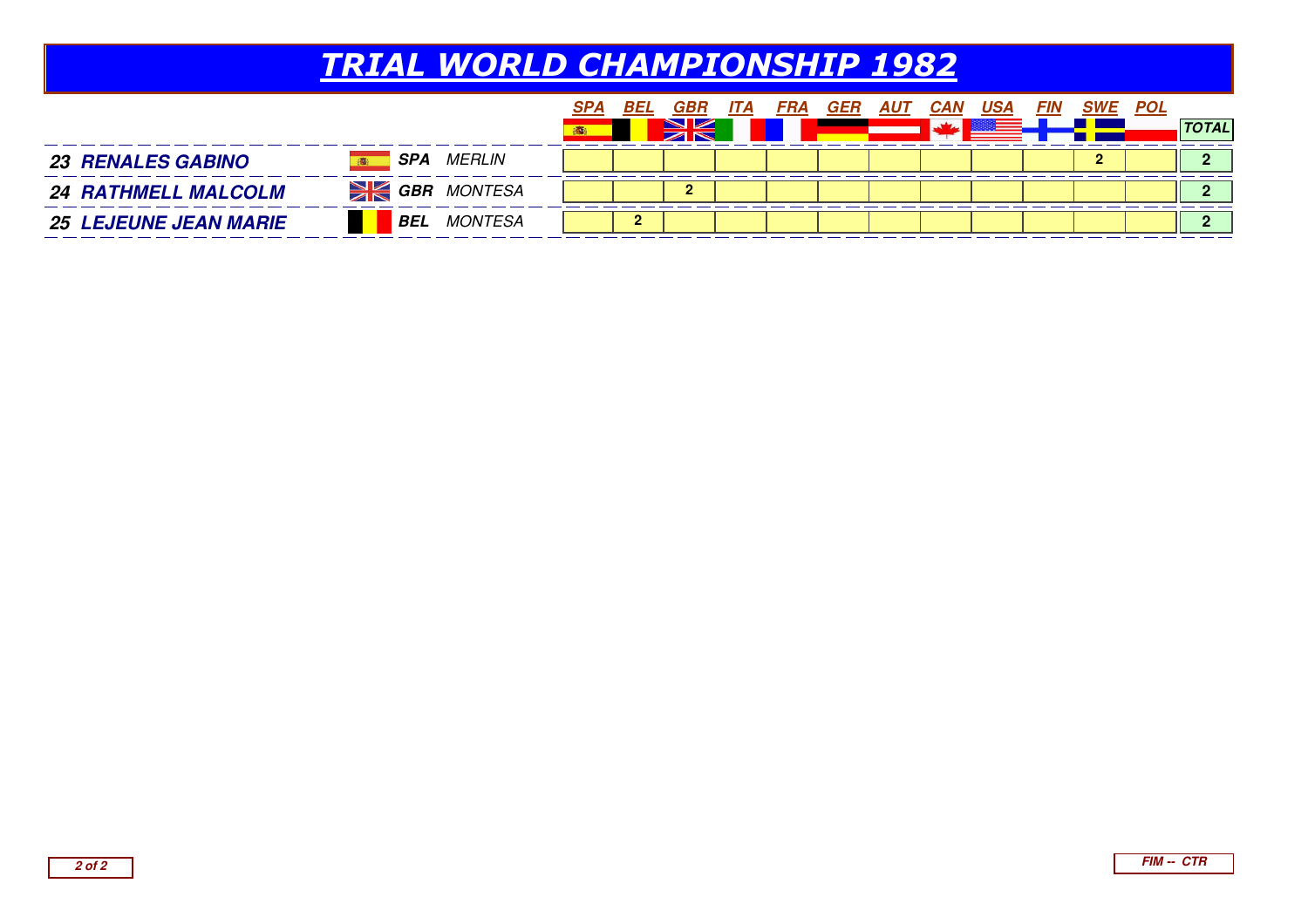# TRIAL WORLD CHAMPIONSHIP 1982

| | | | | SPA | BEL | GBR | ITA | FRA | GER | AUT | CAN | USA | FIN | SWE | POL | TOTAL |
|---|---|---|---|---|---|---|---|---|---|---|---|---|---|---|---|---|
| 23 | RENALES GABINO | SPA | MERLIN | | | | | | | | | | | 2 | | 2 |
| 24 | RATHMELL MALCOLM | GBR | MONTESA | | | 2 | | | | | | | | | | 2 |
| 25 | LEJEUNE JEAN MARIE | BEL | MONTESA | | 2 | | | | | | | | | | | 2 |

FIM -- CTR